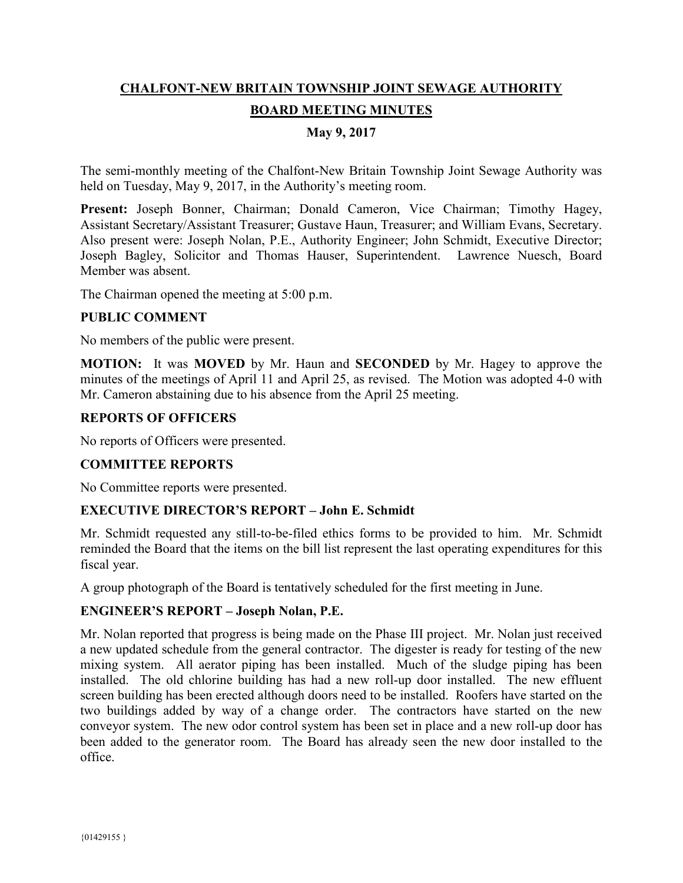# CHALFONT-NEW BRITAIN TOWNSHIP JOINT SEWAGE AUTHORITY

## BOARD MEETING MINUTES

### May 9, 2017

The semi-monthly meeting of the Chalfont-New Britain Township Joint Sewage Authority was held on Tuesday, May 9, 2017, in the Authority's meeting room.

**Present:** Joseph Bonner, Chairman; Donald Cameron, Vice Chairman; Timothy Hagey, Assistant Secretary/Assistant Treasurer; Gustave Haun, Treasurer; and William Evans, Secretary. Also present were: Joseph Nolan, P.E., Authority Engineer; John Schmidt, Executive Director; Joseph Bagley, Solicitor and Thomas Hauser, Superintendent. Lawrence Nuesch, Board Member was absent.

The Chairman opened the meeting at 5:00 p.m.

**PUBLIC COMMENT**

No members of the public were present.

**MOTION:** It was **MOVED** by Mr. Haun and **SECONDED** by Mr. Hagey to approve the minutes of the meetings of April 11 and April 25, as revised. The Motion was adopted 4-0 with Mr. Cameron abstaining due to his absence from the April 25 meeting.

**REPORTS OF OFFICERS**

No reports of Officers were presented.

**COMMITTEE REPORTS**

No Committee reports were presented.

**EXECUTIVE DIRECTOR'S REPORT – John E. Schmidt**

Mr. Schmidt requested any still-to-be-filed ethics forms to be provided to him. Mr. Schmidt reminded the Board that the items on the bill list represent the last operating expenditures for this fiscal year.

A group photograph of the Board is tentatively scheduled for the first meeting in June.

**ENGINEER'S REPORT – Joseph Nolan, P.E.**

Mr. Nolan reported that progress is being made on the Phase III project. Mr. Nolan just received a new updated schedule from the general contractor. The digester is ready for testing of the new mixing system. All aerator piping has been installed. Much of the sludge piping has been installed. The old chlorine building has had a new roll-up door installed. The new effluent screen building has been erected although doors need to be installed. Roofers have started on the two buildings added by way of a change order. The contractors have started on the new conveyor system. The new odor control system has been set in place and a new roll-up door has been added to the generator room. The Board has already seen the new door installed to the office.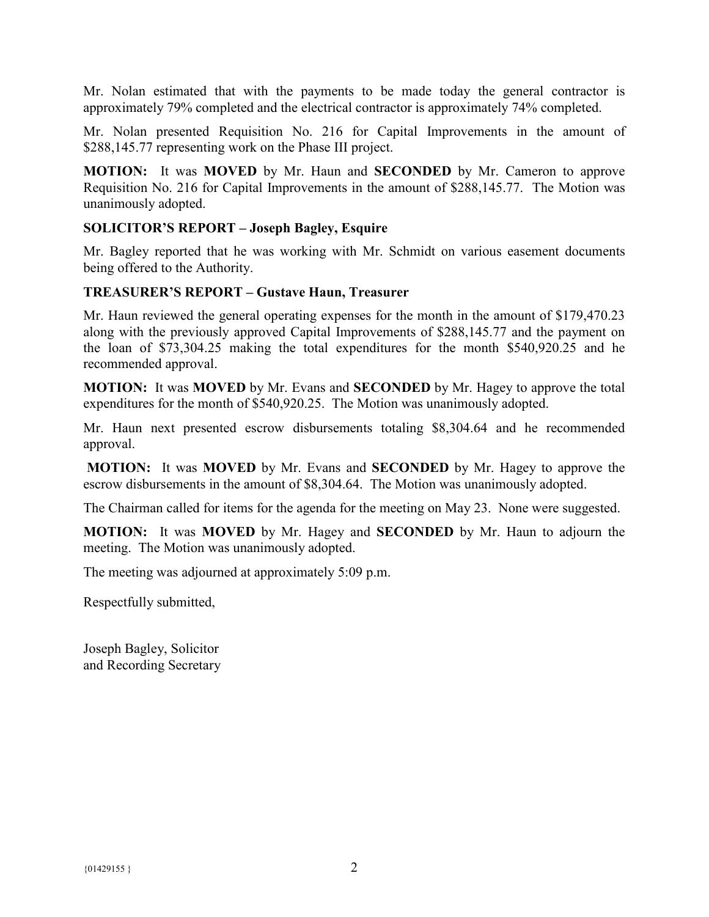Mr. Nolan estimated that with the payments to be made today the general contractor is approximately 79% completed and the electrical contractor is approximately 74% completed.

Mr. Nolan presented Requisition No. 216 for Capital Improvements in the amount of $288,145.77 representing work on the Phase III project.

**MOTION:** It was **MOVED** by Mr. Haun and **SECONDED** by Mr. Cameron to approve Requisition No. 216 for Capital Improvements in the amount of $288,145.77. The Motion was unanimously adopted.

**SOLICITOR'S REPORT – Joseph Bagley, Esquire**

Mr. Bagley reported that he was working with Mr. Schmidt on various easement documents being offered to the Authority.

**TREASURER'S REPORT – Gustave Haun, Treasurer**

Mr. Haun reviewed the general operating expenses for the month in the amount of $179,470.23 along with the previously approved Capital Improvements of $288,145.77 and the payment on the loan of $73,304.25 making the total expenditures for the month $540,920.25 and he recommended approval.

**MOTION:** It was **MOVED** by Mr. Evans and **SECONDED** by Mr. Hagey to approve the total expenditures for the month of $540,920.25. The Motion was unanimously adopted.

Mr. Haun next presented escrow disbursements totaling $8,304.64 and he recommended approval.

**MOTION:** It was **MOVED** by Mr. Evans and **SECONDED** by Mr. Hagey to approve the escrow disbursements in the amount of $8,304.64. The Motion was unanimously adopted.

The Chairman called for items for the agenda for the meeting on May 23. None were suggested.

**MOTION:** It was **MOVED** by Mr. Hagey and **SECONDED** by Mr. Haun to adjourn the meeting. The Motion was unanimously adopted.

The meeting was adjourned at approximately 5:09 p.m.

Respectfully submitted,

Joseph Bagley, Solicitor
and Recording Secretary

{01429155 }